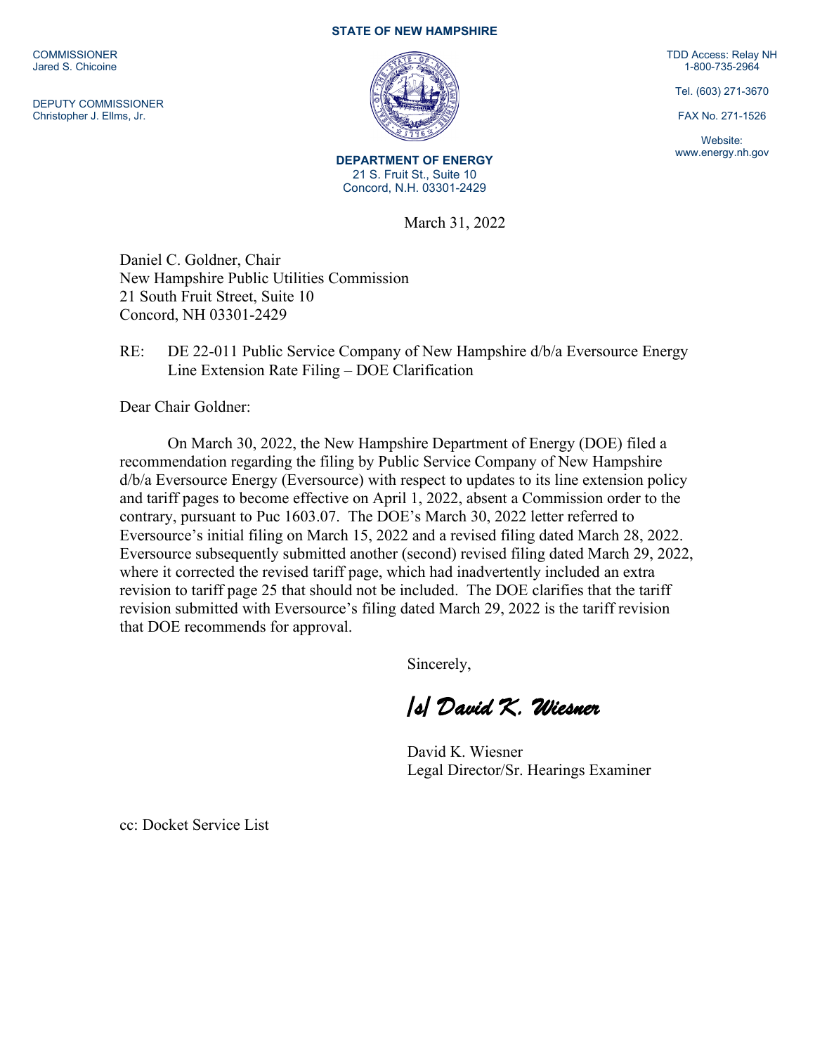COMMISSIONER
Jared S. Chicoine

DEPUTY COMMISSIONER
Christopher J. Ellms, Jr.

**STATE OF NEW HAMPSHIRE**

**DEPARTMENT OF ENERGY**
21 S. Fruit St., Suite 10
Concord, N.H. 03301-2429

TDD Access: Relay NH
1-800-735-2964

Tel. (603) 271-3670

FAX No. 271-1526

Website:
www.energy.nh.gov

March 31, 2022

Daniel C. Goldner, Chair
New Hampshire Public Utilities Commission
21 South Fruit Street, Suite 10
Concord, NH 03301-2429

RE: DE 22-011 Public Service Company of New Hampshire d/b/a Eversource Energy Line Extension Rate Filing – DOE Clarification

Dear Chair Goldner:

On March 30, 2022, the New Hampshire Department of Energy (DOE) filed a recommendation regarding the filing by Public Service Company of New Hampshire d/b/a Eversource Energy (Eversource) with respect to updates to its line extension policy and tariff pages to become effective on April 1, 2022, absent a Commission order to the contrary, pursuant to Puc 1603.07. The DOE's March 30, 2022 letter referred to Eversource's initial filing on March 15, 2022 and a revised filing dated March 28, 2022. Eversource subsequently submitted another (second) revised filing dated March 29, 2022, where it corrected the revised tariff page, which had inadvertently included an extra revision to tariff page 25 that should not be included. The DOE clarifies that the tariff revision submitted with Eversource's filing dated March 29, 2022 is the tariff revision that DOE recommends for approval.

Sincerely,

*/s/ David K. Wiesner*

David K. Wiesner
Legal Director/Sr. Hearings Examiner

cc: Docket Service List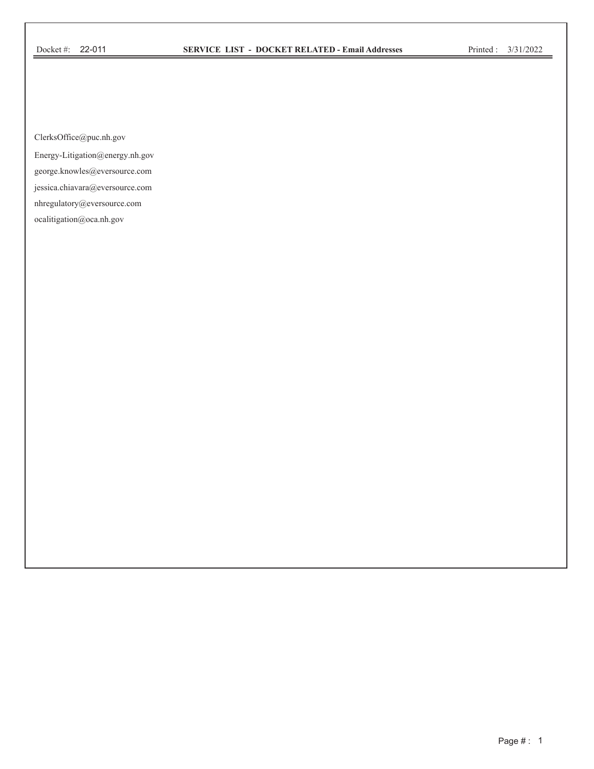Docket #: 22-011 **SERVICE LIST - DOCKET RELATED - Email Addresses** Printed : 3/31/2022

ClerksOffice@puc.nh.gov

Energy-Litigation@energy.nh.gov

george.knowles@eversource.com

jessica.chiavara@eversource.com

nhregulatory@eversource.com

ocalitigation@oca.nh.gov